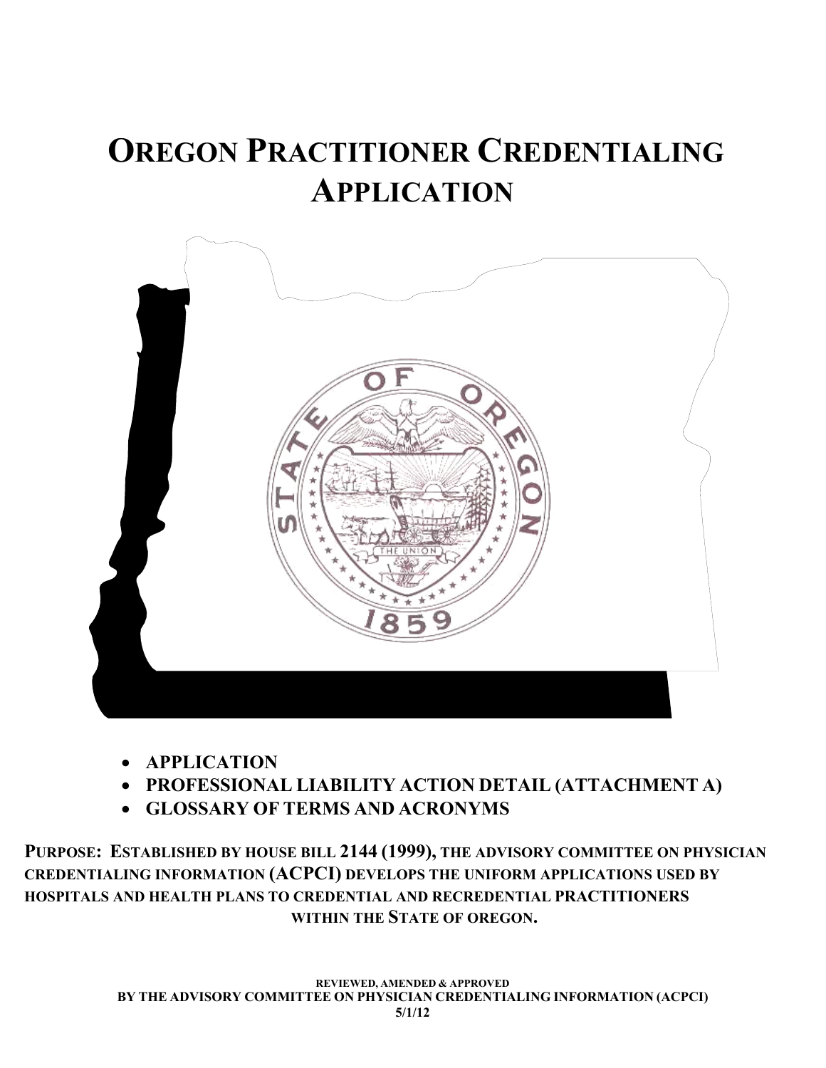# OREGON PRACTITIONER CREDENTIALING APPLICATION

- **APPLICATION**
- **PROFESSIONAL LIABILITY ACTION DETAIL (ATTACHMENT A)**
- **GLOSSARY OF TERMS AND ACRONYMS**

**PURPOSE: ESTABLISHED BY HOUSE BILL 2144 (1999), THE ADVISORY COMMITTEE ON PHYSICIAN CREDENTIALING INFORMATION (ACPCI) DEVELOPS THE UNIFORM APPLICATIONS USED BY HOSPITALS AND HEALTH PLANS TO CREDENTIAL AND RECREDENTIAL PRACTITIONERS WITHIN THE STATE OF OREGON.**

**REVIEWED, AMENDED & APPROVED**
**BY THE ADVISORY COMMITTEE ON PHYSICIAN CREDENTIALING INFORMATION (ACPCI)**
**5/1/12**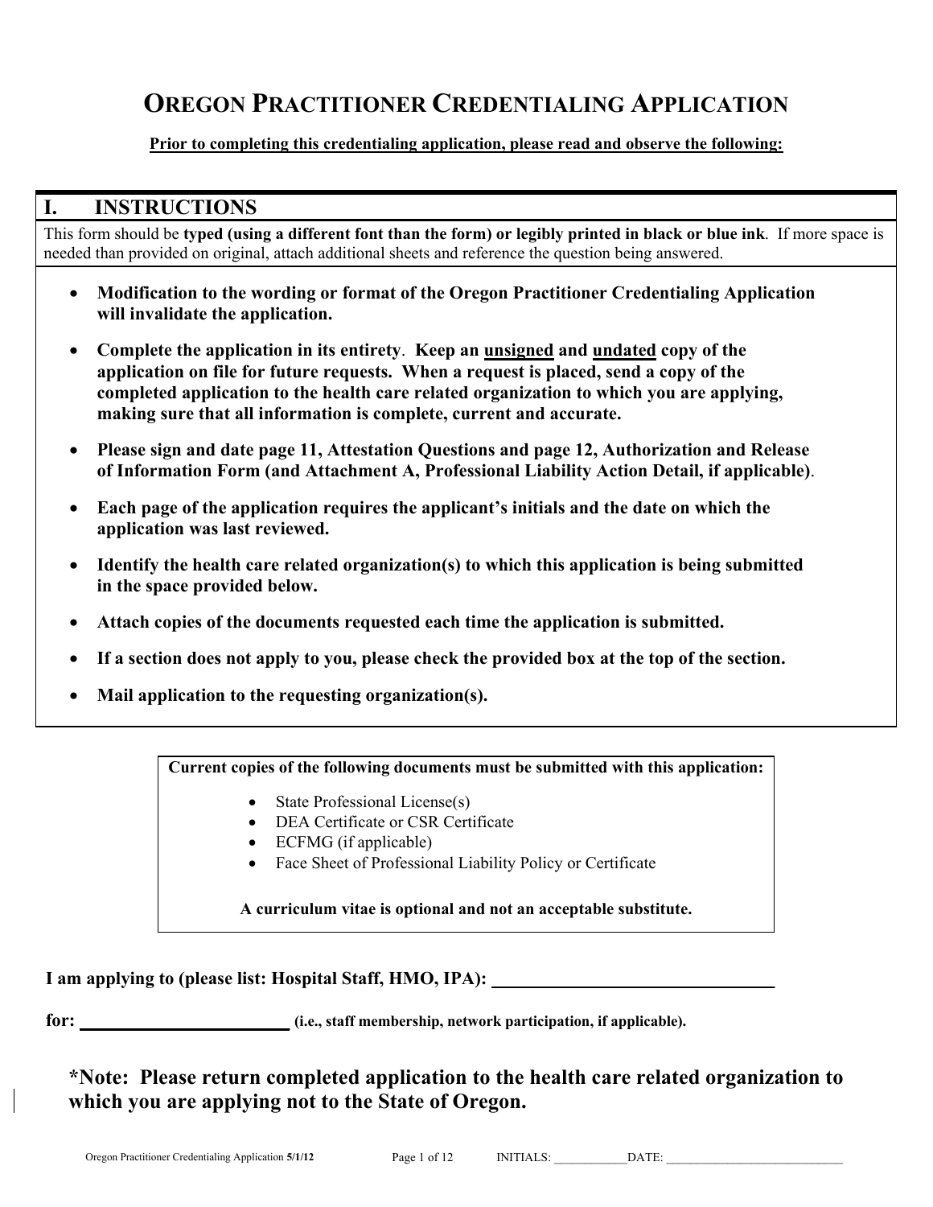# Oregon Practitioner Credentialing Application

**Prior to completing this credentialing application, please read and observe the following:**

## I. INSTRUCTIONS

This form should be **typed (using a different font than the form) or legibly printed in black or blue ink**. If more space is needed than provided on original, attach additional sheets and reference the question being answered.

- **Modification to the wording or format of the Oregon Practitioner Credentialing Application will invalidate the application.**
- **Complete the application in its entirety.** **Keep an unsigned and undated copy of the application on file for future requests. When a request is placed, send a copy of the completed application to the health care related organization to which you are applying, making sure that all information is complete, current and accurate.**
- **Please sign and date page 11, Attestation Questions and page 12, Authorization and Release of Information Form (and Attachment A, Professional Liability Action Detail, if applicable)**.
- **Each page of the application requires the applicant's initials and the date on which the application was last reviewed.**
- **Identify the health care related organization(s) to which this application is being submitted in the space provided below.**
- **Attach copies of the documents requested each time the application is submitted.**
- **If a section does not apply to you, please check the provided box at the top of the section.**
- **Mail application to the requesting organization(s).**

**Current copies of the following documents must be submitted with this application:**

- State Professional License(s)
- DEA Certificate or CSR Certificate
- ECFMG (if applicable)
- Face Sheet of Professional Liability Policy or Certificate

**A curriculum vitae is optional and not an acceptable substitute.**

**I am applying to (please list: Hospital Staff, HMO, IPA):** ________________________________

**for:** ________________________ **(i.e., staff membership, network participation, if applicable).**

**\*Note: Please return completed application to the health care related organization to which you are applying not to the State of Oregon.**

INITIALS: ____________ DATE: ____________________________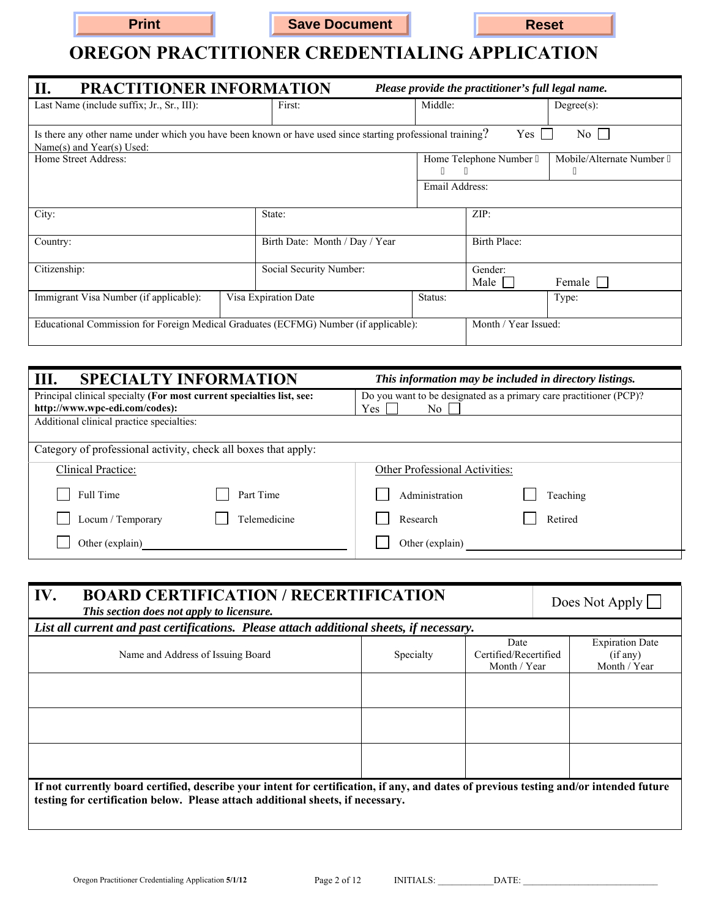# OREGON PRACTITIONER CREDENTIALING APPLICATION

## II. PRACTITIONER INFORMATION

*Please provide the practitioner's full legal name.*

| | | | |
|---|---|---|---|
| Last Name (include suffix; Jr., Sr., III): | First: | Middle: | Degree(s): |

Is there any other name under which you have been known or have used since starting professional training? Yes ☐ No ☐

Name(s) and Year(s) Used:

| | | |
|---|---|---|
| Home Street Address: | Home Telephone Number | Mobile/Alternate Number |
| | Email Address: | |

| | | |
|---|---|---|
| City: | State: | ZIP: |
| Country: | Birth Date: Month / Day / Year | Birth Place: |
| Citizenship: | Social Security Number: | Gender: Male ☐ Female ☐ |

| | | | |
|---|---|---|---|
| Immigrant Visa Number (if applicable): | Visa Expiration Date | Status: | Type: |

| | |
|---|---|
| Educational Commission for Foreign Medical Graduates (ECFMG) Number (if applicable): | Month / Year Issued: |

## III. SPECIALTY INFORMATION

*This information may be included in directory listings.*

| | |
|---|---|
| Principal clinical specialty **(For most current specialties list, see: http://www.wpc-edi.com/codes):** | Do you want to be designated as a primary care practitioner (PCP)? Yes ☐ No ☐ |

Additional clinical practice specialties:

Category of professional activity, check all boxes that apply:

Clinical Practice:

- ☐ Full Time
- ☐ Part Time
- ☐ Locum / Temporary
- ☐ Telemedicine
- ☐ Other (explain) ____________________

Other Professional Activities:

- ☐ Administration
- ☐ Teaching
- ☐ Research
- ☐ Retired
- ☐ Other (explain) ____________________

## IV. BOARD CERTIFICATION / RECERTIFICATION

***This section does not apply to licensure.***

Does Not Apply ☐

***List all current and past certifications. Please attach additional sheets, if necessary.***

| Name and Address of Issuing Board | Specialty | Date Certified/Recertified Month / Year | Expiration Date (if any) Month / Year |
|---|---|---|---|
| | | | |
| | | | |
| | | | |

**If not currently board certified, describe your intent for certification, if any, and dates of previous testing and/or intended future testing for certification below. Please attach additional sheets, if necessary.**

INITIALS: ____________ DATE: ____________________________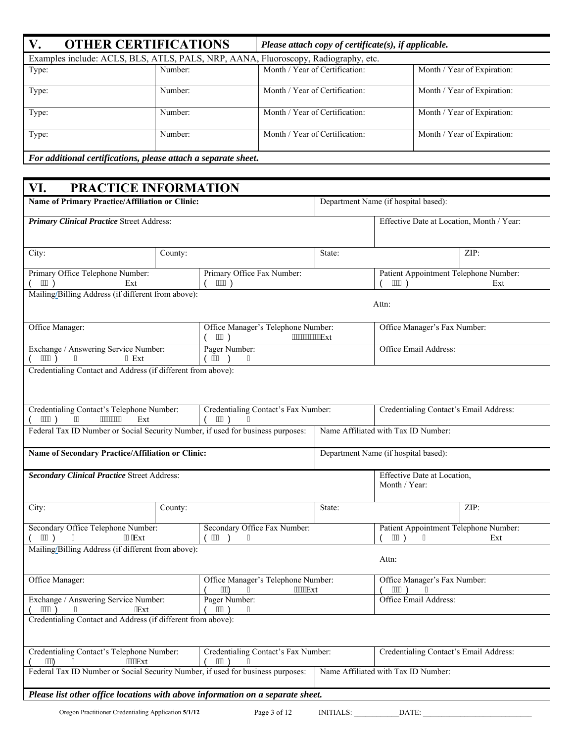## V. OTHER CERTIFICATIONS

***Please attach copy of certificate(s), if applicable.***

Examples include: ACLS, BLS, ATLS, PALS, NRP, AANA, Fluoroscopy, Radiography, etc.

| | | | |
|---|---|---|---|
| Type: | Number: | Month / Year of Certification: | Month / Year of Expiration: |
| Type: | Number: | Month / Year of Certification: | Month / Year of Expiration: |
| Type: | Number: | Month / Year of Certification: | Month / Year of Expiration: |
| Type: | Number: | Month / Year of Certification: | Month / Year of Expiration: |

***For additional certifications, please attach a separate sheet.***

## VI. PRACTICE INFORMATION

| | | | |
|---|---|---|---|
| **Name of Primary Practice/Affiliation or Clinic:** | | Department Name (if hospital based): | |
| ***Primary Clinical Practice*** Street Address: | | | Effective Date at Location, Month / Year: |
| City: | County: | State: | ZIP: |
| Primary Office Telephone Number: ( ) Ext | Primary Office Fax Number: ( ) | Patient Appointment Telephone Number: ( ) Ext | |
| Mailing/Billing Address (if different from above): | | Attn: | |
| Office Manager: | Office Manager's Telephone Number: ( ) Ext | Office Manager's Fax Number: | |
| Exchange / Answering Service Number: ( ) Ext | Pager Number: ( ) | Office Email Address: | |
| Credentialing Contact and Address (if different from above): | | | |
| Credentialing Contact's Telephone Number: ( ) Ext | Credentialing Contact's Fax Number: ( ) | Credentialing Contact's Email Address: | |
| Federal Tax ID Number or Social Security Number, if used for business purposes: | | Name Affiliated with Tax ID Number: | |
| **Name of Secondary Practice/Affiliation or Clinic:** | | Department Name (if hospital based): | |
| ***Secondary Clinical Practice*** Street Address: | | | Effective Date at Location, Month / Year: |
| City: | County: | State: | ZIP: |
| Secondary Office Telephone Number: ( ) Ext | Secondary Office Fax Number: ( ) | Patient Appointment Telephone Number: ( ) Ext | |
| Mailing/Billing Address (if different from above): | | Attn: | |
| Office Manager: | Office Manager's Telephone Number: ( ) Ext | Office Manager's Fax Number: ( ) | |
| Exchange / Answering Service Number: ( ) Ext | Pager Number: ( ) | Office Email Address: | |
| Credentialing Contact and Address (if different from above): | | | |
| Credentialing Contact's Telephone Number: ( ) Ext | Credentialing Contact's Fax Number: ( ) | Credentialing Contact's Email Address: | |
| Federal Tax ID Number or Social Security Number, if used for business purposes: | | Name Affiliated with Tax ID Number: | |

***Please list other office locations with above information on a separate sheet.***

Oregon Practitioner Credentialing Application **5/1/12** INITIALS: ____________ DATE: ______________________________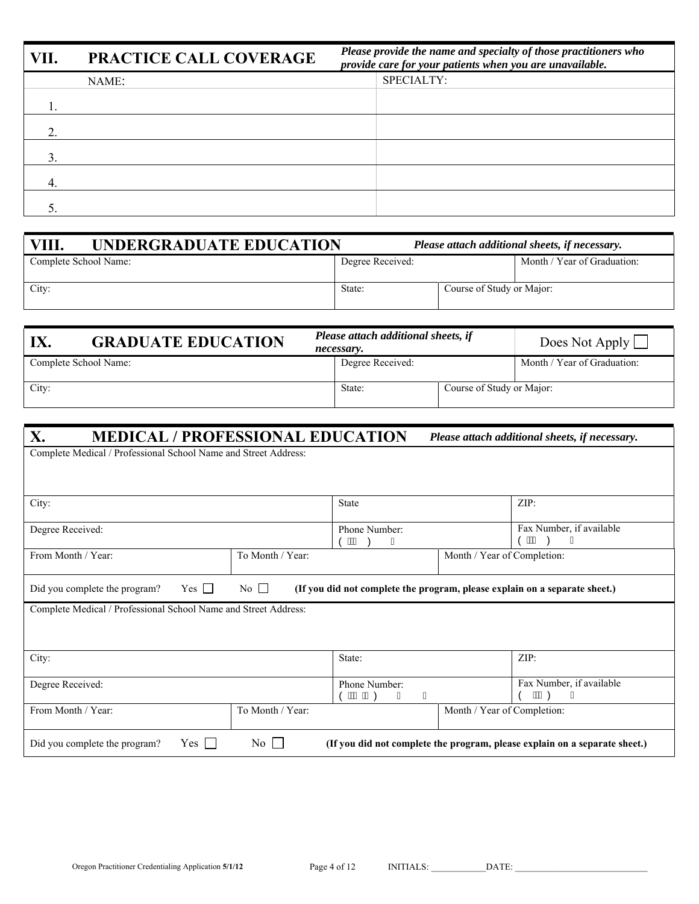## VII. PRACTICE CALL COVERAGE

***Please provide the name and specialty of those practitioners who provide care for your patients when you are unavailable.***

| NAME: | SPECIALTY: |
|---|---|
| 1. | |
| 2. | |
| 3. | |
| 4. | |
| 5. | |

## VIII. UNDERGRADUATE EDUCATION

***Please attach additional sheets, if necessary.***

| | | | |
|---|---|---|---|
| Complete School Name: | Degree Received: | | Month / Year of Graduation: |
| City: | State: | Course of Study or Major: | |

## IX. GRADUATE EDUCATION

***Please attach additional sheets, if necessary.***

Does Not Apply ☐

| | | | |
|---|---|---|---|
| Complete School Name: | Degree Received: | | Month / Year of Graduation: |
| City: | State: | Course of Study or Major: | |

## X. MEDICAL / PROFESSIONAL EDUCATION

***Please attach additional sheets, if necessary.***

| | | | |
|---|---|---|---|
| Complete Medical / Professional School Name and Street Address: | | | |
| City: | | State | ZIP: |
| Degree Received: | | Phone Number: ( ) | Fax Number, if available ( ) |
| From Month / Year: | To Month / Year: | | Month / Year of Completion: |
| Did you complete the program? Yes ☐ No ☐ **(If you did not complete the program, please explain on a separate sheet.)** | | | |

| | | | |
|---|---|---|---|
| Complete Medical / Professional School Name and Street Address: | | | |
| City: | | State: | ZIP: |
| Degree Received: | | Phone Number: ( ) | Fax Number, if available ( ) |
| From Month / Year: | To Month / Year: | | Month / Year of Completion: |
| Did you complete the program? Yes ☐ No ☐ **(If you did not complete the program, please explain on a separate sheet.)** | | | |

INITIALS: ____________ DATE: ______________________________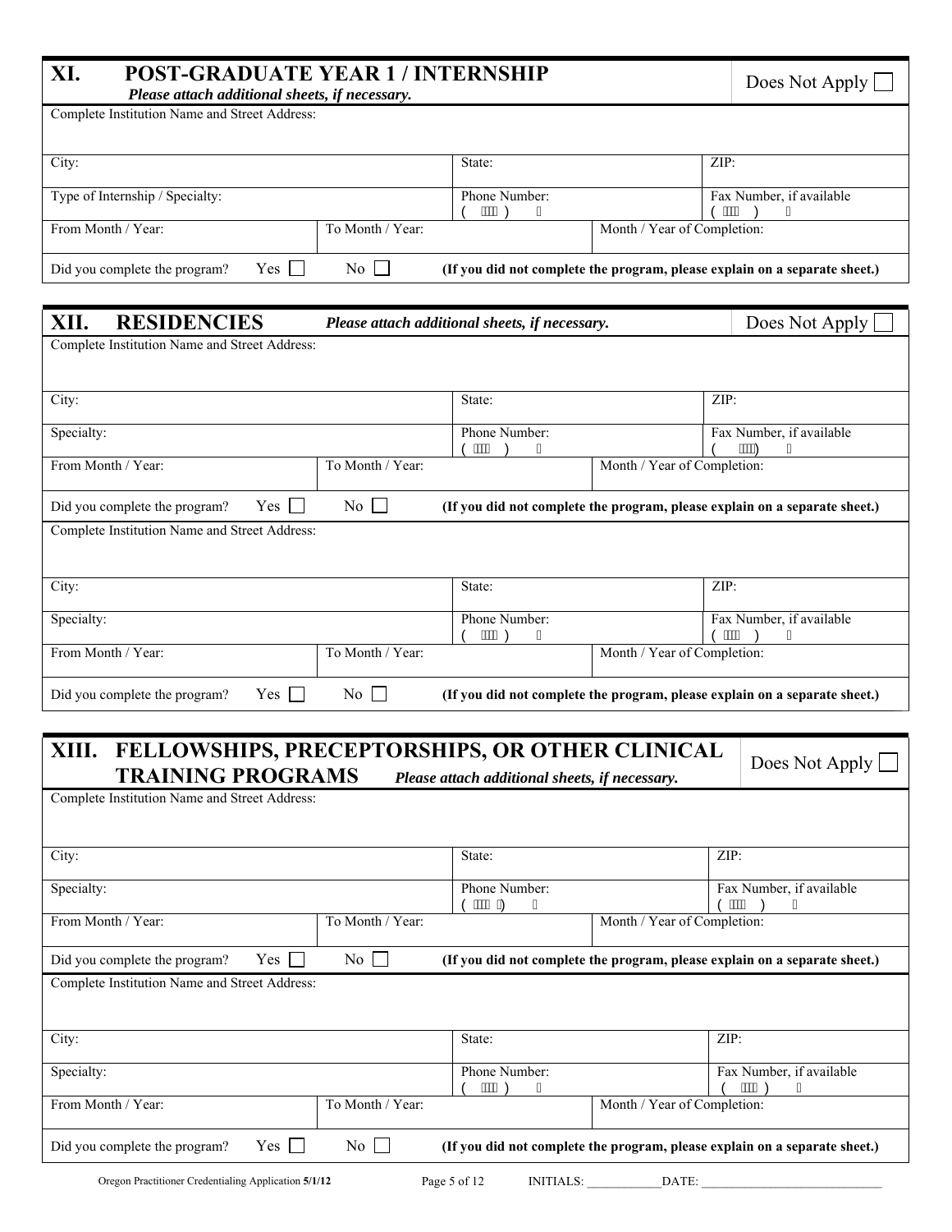## XI. POST-GRADUATE YEAR 1 / INTERNSHIP

*Please attach additional sheets, if necessary.*

Does Not Apply ☐

| | | | | |
|---|---|---|---|---|
| Complete Institution Name and Street Address: | | | | |
| City: | | State: | | ZIP: |
| Type of Internship / Specialty: | | Phone Number: ( ) | | Fax Number, if available ( ) |
| From Month / Year: | To Month / Year: | | Month / Year of Completion: | |
| Did you complete the program? Yes ☐ | No ☐ | **(If you did not complete the program, please explain on a separate sheet.)** | | |

## XII. RESIDENCIES

*Please attach additional sheets, if necessary.*

Does Not Apply ☐

| | | | | |
|---|---|---|---|---|
| Complete Institution Name and Street Address: | | | | |
| City: | | State: | | ZIP: |
| Specialty: | | Phone Number: ( ) | | Fax Number, if available ( ) |
| From Month / Year: | To Month / Year: | | Month / Year of Completion: | |
| Did you complete the program? Yes ☐ | No ☐ | **(If you did not complete the program, please explain on a separate sheet.)** | | |
| Complete Institution Name and Street Address: | | | | |
| City: | | State: | | ZIP: |
| Specialty: | | Phone Number: ( ) | | Fax Number, if available ( ) |
| From Month / Year: | To Month / Year: | | Month / Year of Completion: | |
| Did you complete the program? Yes ☐ | No ☐ | **(If you did not complete the program, please explain on a separate sheet.)** | | |

## XIII. FELLOWSHIPS, PRECEPTORSHIPS, OR OTHER CLINICAL TRAINING PROGRAMS

*Please attach additional sheets, if necessary.*

Does Not Apply ☐

| | | | | |
|---|---|---|---|---|
| Complete Institution Name and Street Address: | | | | |
| City: | | State: | | ZIP: |
| Specialty: | | Phone Number: ( ) | | Fax Number, if available ( ) |
| From Month / Year: | To Month / Year: | | Month / Year of Completion: | |
| Did you complete the program? Yes ☐ | No ☐ | **(If you did not complete the program, please explain on a separate sheet.)** | | |
| Complete Institution Name and Street Address: | | | | |
| City: | | State: | | ZIP: |
| Specialty: | | Phone Number: ( ) | | Fax Number, if available ( ) |
| From Month / Year: | To Month / Year: | | Month / Year of Completion: | |
| Did you complete the program? Yes ☐ | No ☐ | **(If you did not complete the program, please explain on a separate sheet.)** | | |

INITIALS: ____________ DATE: ____________________________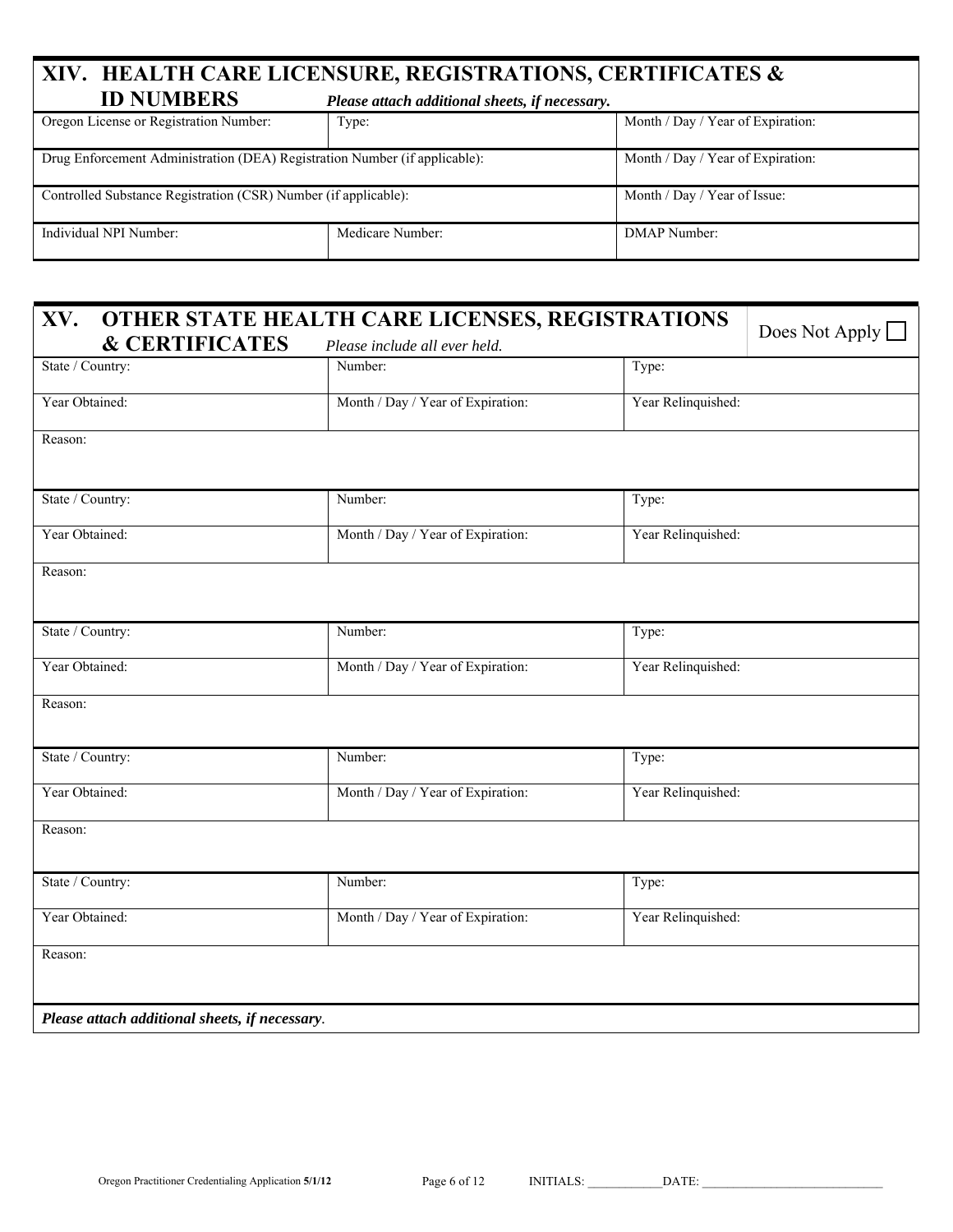## XIV. HEALTH CARE LICENSURE, REGISTRATIONS, CERTIFICATES & ID NUMBERS

*Please attach additional sheets, if necessary.*

| | | |
|---|---|---|
| Oregon License or Registration Number: | Type: | Month / Day / Year of Expiration: |
| Drug Enforcement Administration (DEA) Registration Number (if applicable): | | Month / Day / Year of Expiration: |
| Controlled Substance Registration (CSR) Number (if applicable): | | Month / Day / Year of Issue: |
| Individual NPI Number: | Medicare Number: | DMAP Number: |

## XV. OTHER STATE HEALTH CARE LICENSES, REGISTRATIONS & CERTIFICATES

*Please include all ever held.*

Does Not Apply ☐

| | | |
|---|---|---|
| State / Country: | Number: | Type: |
| Year Obtained: | Month / Day / Year of Expiration: | Year Relinquished: |
| Reason: | | |
| State / Country: | Number: | Type: |
| Year Obtained: | Month / Day / Year of Expiration: | Year Relinquished: |
| Reason: | | |
| State / Country: | Number: | Type: |
| Year Obtained: | Month / Day / Year of Expiration: | Year Relinquished: |
| Reason: | | |
| State / Country: | Number: | Type: |
| Year Obtained: | Month / Day / Year of Expiration: | Year Relinquished: |
| Reason: | | |
| State / Country: | Number: | Type: |
| Year Obtained: | Month / Day / Year of Expiration: | Year Relinquished: |
| Reason: | | |

***Please attach additional sheets, if necessary***.

Oregon Practitioner Credentialing Application **5/1/12** INITIALS: ____________DATE: ______________________________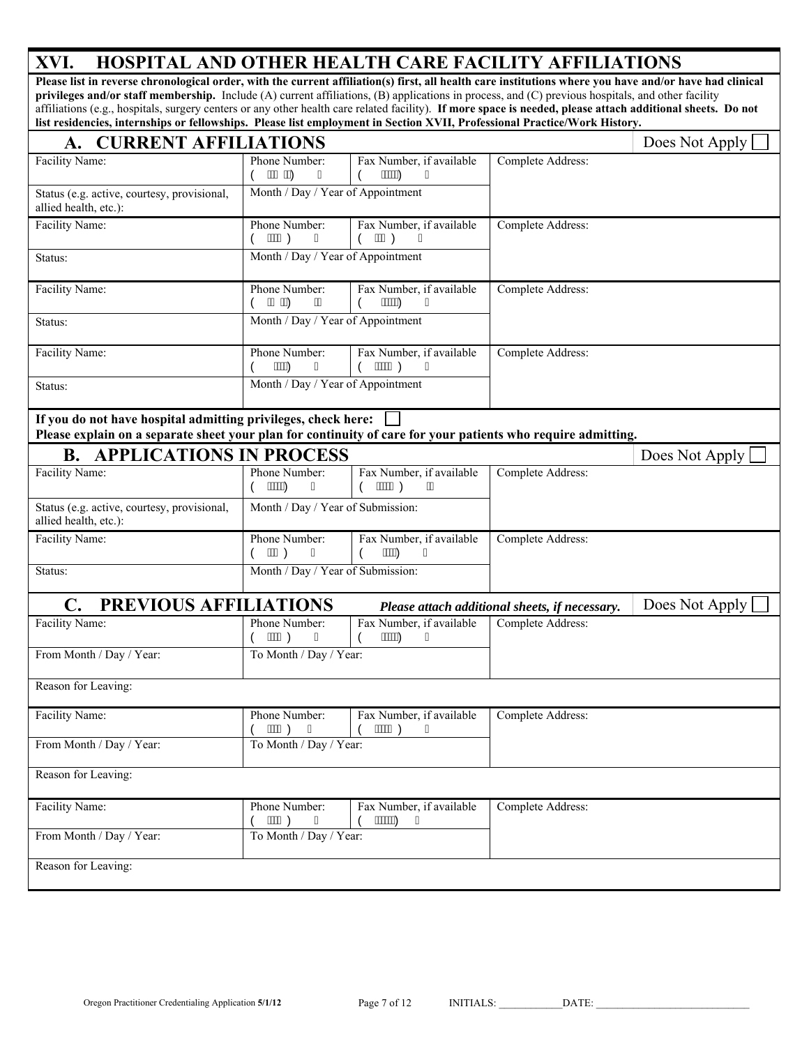## XVI. HOSPITAL AND OTHER HEALTH CARE FACILITY AFFILIATIONS

**Please list in reverse chronological order, with the current affiliation(s) first, all health care institutions where you have and/or have had clinical privileges and/or staff membership.** Include (A) current affiliations, (B) applications in process, and (C) previous hospitals, and other facility affiliations (e.g., hospitals, surgery centers or any other health care related facility). **If more space is needed, please attach additional sheets. Do not list residencies, internships or fellowships. Please list employment in Section XVII, Professional Practice/Work History.**

### A. CURRENT AFFILIATIONS

Does Not Apply ☐

| | | | |
|---|---|---|---|
| Facility Name: | Phone Number: ( ) | Fax Number, if available ( ) | Complete Address: |
| Status (e.g. active, courtesy, provisional, allied health, etc.): | Month / Day / Year of Appointment | | |
| Facility Name: | Phone Number: ( ) | Fax Number, if available ( ) | Complete Address: |
| Status: | Month / Day / Year of Appointment | | |
| Facility Name: | Phone Number: ( ) | Fax Number, if available ( ) | Complete Address: |
| Status: | Month / Day / Year of Appointment | | |
| Facility Name: | Phone Number: ( ) | Fax Number, if available ( ) | Complete Address: |
| Status: | Month / Day / Year of Appointment | | |

**If you do not have hospital admitting privileges, check here:** ☐
**Please explain on a separate sheet your plan for continuity of care for your patients who require admitting.**

### B. APPLICATIONS IN PROCESS

Does Not Apply ☐

| | | | |
|---|---|---|---|
| Facility Name: | Phone Number: ( ) | Fax Number, if available ( ) | Complete Address: |
| Status (e.g. active, courtesy, provisional, allied health, etc.): | Month / Day / Year of Submission: | | |
| Facility Name: | Phone Number: ( ) | Fax Number, if available ( ) | Complete Address: |
| Status: | Month / Day / Year of Submission: | | |

### C. PREVIOUS AFFILIATIONS

*Please attach additional sheets, if necessary.* Does Not Apply ☐

| | | | |
|---|---|---|---|
| Facility Name: | Phone Number: ( ) | Fax Number, if available ( ) | Complete Address: |
| From Month / Day / Year: | To Month / Day / Year: | | |
| Reason for Leaving: | | | |
| Facility Name: | Phone Number: ( ) | Fax Number, if available ( ) | Complete Address: |
| From Month / Day / Year: | To Month / Day / Year: | | |
| Reason for Leaving: | | | |
| Facility Name: | Phone Number: ( ) | Fax Number, if available ( ) | Complete Address: |
| From Month / Day / Year: | To Month / Day / Year: | | |
| Reason for Leaving: | | | |

INITIALS: ____________ DATE: ______________________________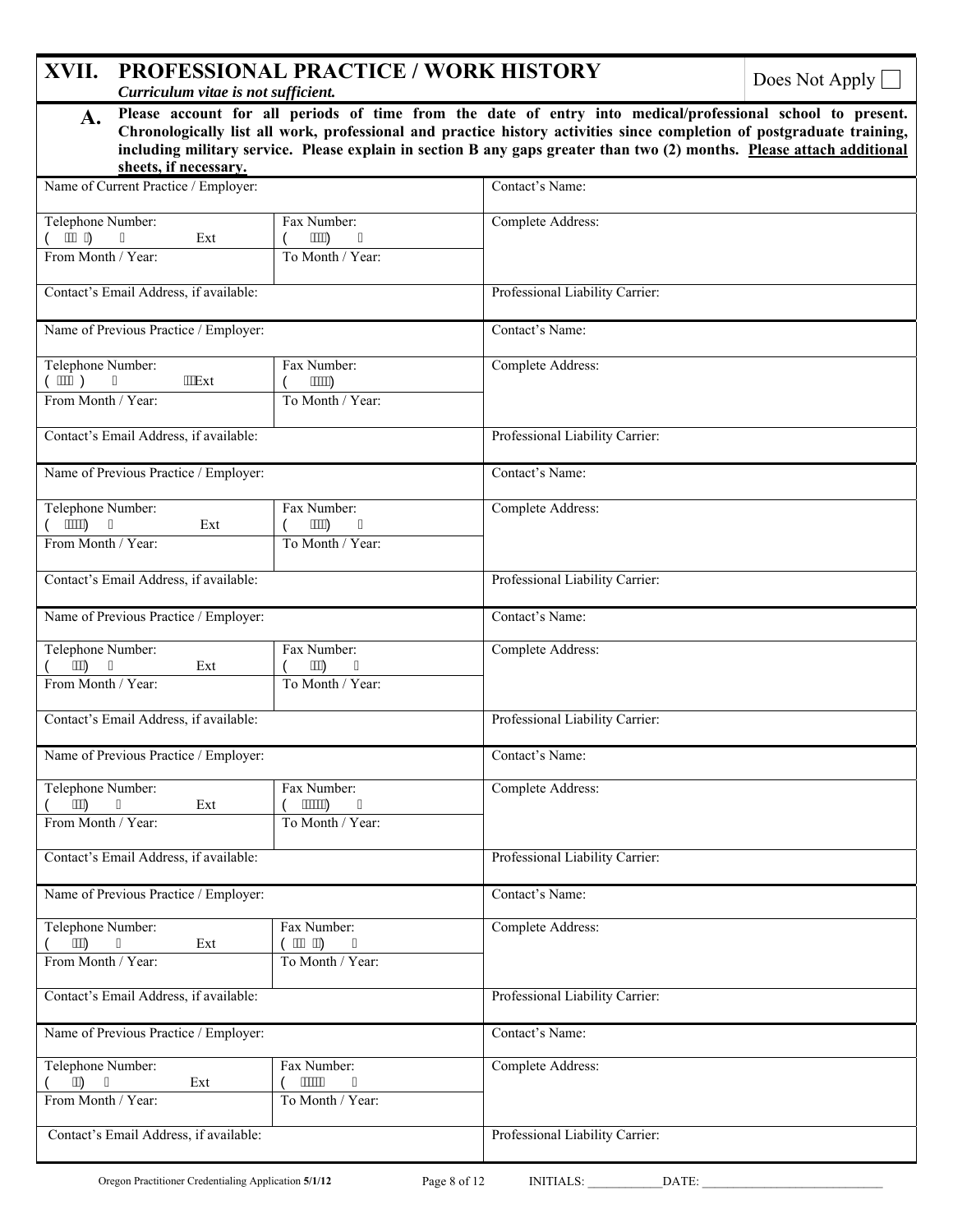## XVII. PROFESSIONAL PRACTICE / WORK HISTORY

*Curriculum vitae is not sufficient.*

Does Not Apply ☐

**A.** **Please account for all periods of time from the date of entry into medical/professional school to present. Chronologically list all work, professional and practice history activities since completion of postgraduate training, including military service. Please explain in section B any gaps greater than two (2) months. Please attach additional sheets, if necessary.**

| | | |
|---|---|---|
| Name of Current Practice / Employer: | | Contact's Name: |
| Telephone Number: ( ) Ext | Fax Number: ( ) | Complete Address: |
| From Month / Year: | To Month / Year: | |
| Contact's Email Address, if available: | | Professional Liability Carrier: |

| | | |
|---|---|---|
| Name of Previous Practice / Employer: | | Contact's Name: |
| Telephone Number: ( ) Ext | Fax Number: ( ) | Complete Address: |
| From Month / Year: | To Month / Year: | |
| Contact's Email Address, if available: | | Professional Liability Carrier: |

| | | |
|---|---|---|
| Name of Previous Practice / Employer: | | Contact's Name: |
| Telephone Number: ( ) Ext | Fax Number: ( ) | Complete Address: |
| From Month / Year: | To Month / Year: | |
| Contact's Email Address, if available: | | Professional Liability Carrier: |

| | | |
|---|---|---|
| Name of Previous Practice / Employer: | | Contact's Name: |
| Telephone Number: ( ) Ext | Fax Number: ( ) | Complete Address: |
| From Month / Year: | To Month / Year: | |
| Contact's Email Address, if available: | | Professional Liability Carrier: |

| | | |
|---|---|---|
| Name of Previous Practice / Employer: | | Contact's Name: |
| Telephone Number: ( ) Ext | Fax Number: ( ) | Complete Address: |
| From Month / Year: | To Month / Year: | |
| Contact's Email Address, if available: | | Professional Liability Carrier: |

| | | |
|---|---|---|
| Name of Previous Practice / Employer: | | Contact's Name: |
| Telephone Number: ( ) Ext | Fax Number: ( ) | Complete Address: |
| From Month / Year: | To Month / Year: | |
| Contact's Email Address, if available: | | Professional Liability Carrier: |

| | | |
|---|---|---|
| Name of Previous Practice / Employer: | | Contact's Name: |
| Telephone Number: ( ) Ext | Fax Number: ( | Complete Address: |
| From Month / Year: | To Month / Year: | |
| Contact's Email Address, if available: | | Professional Liability Carrier: |

Oregon Practitioner Credentialing Application **5/1/12** INITIALS: ____________ DATE: ______________________________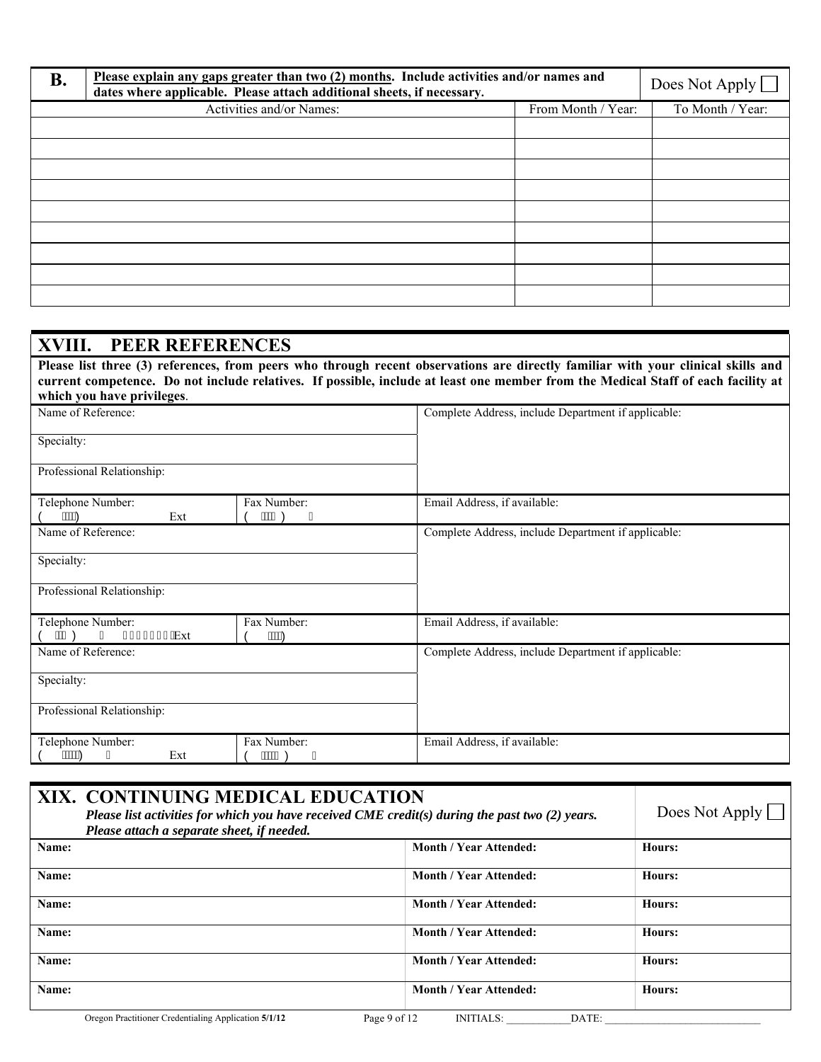| **B.** | **Please explain any gaps greater than two (2) months. Include activities and/or names and dates where applicable. Please attach additional sheets, if necessary.** | Does Not Apply ☐ |
|---|---|---|
| Activities and/or Names: | From Month / Year: | To Month / Year: |
| | | |
| | | |
| | | |
| | | |
| | | |
| | | |
| | | |
| | | |
| | | |

## XVIII. PEER REFERENCES

**Please list three (3) references, from peers who through recent observations are directly familiar with your clinical skills and current competence. Do not include relatives. If possible, include at least one member from the Medical Staff of each facility at which you have privileges**.

| | | |
|---|---|---|
| Name of Reference: | | Complete Address, include Department if applicable: |
| Specialty: | | |
| Professional Relationship: | | |
| Telephone Number: ( ) Ext | Fax Number: ( ) | Email Address, if available: |
| Name of Reference: | | Complete Address, include Department if applicable: |
| Specialty: | | |
| Professional Relationship: | | |
| Telephone Number: ( ) Ext | Fax Number: ( ) | Email Address, if available: |
| Name of Reference: | | Complete Address, include Department if applicable: |
| Specialty: | | |
| Professional Relationship: | | |
| Telephone Number: ( ) Ext | Fax Number: ( ) | Email Address, if available: |

## XIX. CONTINUING MEDICAL EDUCATION

***Please list activities for which you have received CME credit(s) during the past two (2) years. Please attach a separate sheet, if needed.***

Does Not Apply ☐

| | | |
|---|---|---|
| **Name:** | **Month / Year Attended:** | **Hours:** |
| **Name:** | **Month / Year Attended:** | **Hours:** |
| **Name:** | **Month / Year Attended:** | **Hours:** |
| **Name:** | **Month / Year Attended:** | **Hours:** |
| **Name:** | **Month / Year Attended:** | **Hours:** |
| **Name:** | **Month / Year Attended:** | **Hours:** |

INITIALS: ____________ DATE: ______________________________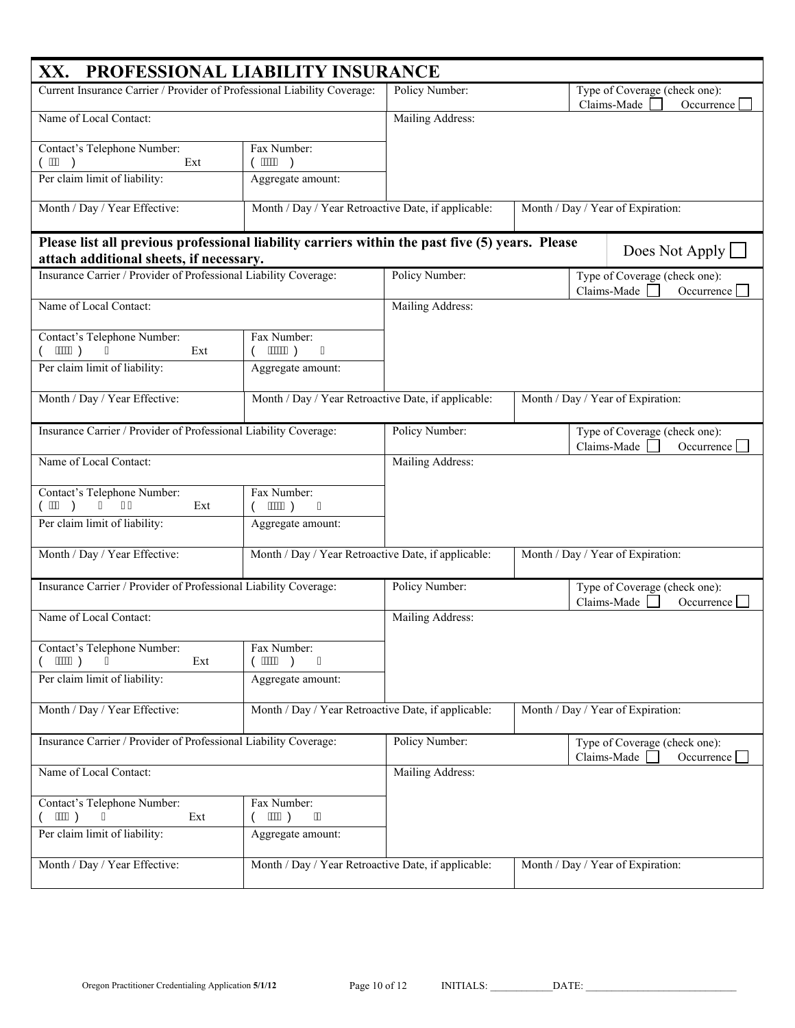## XX. PROFESSIONAL LIABILITY INSURANCE

| | | | |
|---|---|---|---|
| Current Insurance Carrier / Provider of Professional Liability Coverage: | | Policy Number: | Type of Coverage (check one): Claims-Made ☐ Occurrence ☐ |
| Name of Local Contact: | | Mailing Address: | |
| Contact's Telephone Number: ( ) Ext | Fax Number: ( ) | | |
| Per claim limit of liability: | Aggregate amount: | | |
| Month / Day / Year Effective: | Month / Day / Year Retroactive Date, if applicable: | | Month / Day / Year of Expiration: |

**Please list all previous professional liability carriers within the past five (5) years. Please attach additional sheets, if necessary.** Does Not Apply ☐

| | | | |
|---|---|---|---|
| Insurance Carrier / Provider of Professional Liability Coverage: | | Policy Number: | Type of Coverage (check one): Claims-Made ☐ Occurrence ☐ |
| Name of Local Contact: | | Mailing Address: | |
| Contact's Telephone Number: ( ) Ext | Fax Number: ( ) | | |
| Per claim limit of liability: | Aggregate amount: | | |
| Month / Day / Year Effective: | Month / Day / Year Retroactive Date, if applicable: | | Month / Day / Year of Expiration: |

| | | | |
|---|---|---|---|
| Insurance Carrier / Provider of Professional Liability Coverage: | | Policy Number: | Type of Coverage (check one): Claims-Made ☐ Occurrence ☐ |
| Name of Local Contact: | | Mailing Address: | |
| Contact's Telephone Number: ( ) Ext | Fax Number: ( ) | | |
| Per claim limit of liability: | Aggregate amount: | | |
| Month / Day / Year Effective: | Month / Day / Year Retroactive Date, if applicable: | | Month / Day / Year of Expiration: |

| | | | |
|---|---|---|---|
| Insurance Carrier / Provider of Professional Liability Coverage: | | Policy Number: | Type of Coverage (check one): Claims-Made ☐ Occurrence ☐ |
| Name of Local Contact: | | Mailing Address: | |
| Contact's Telephone Number: ( ) Ext | Fax Number: ( ) | | |
| Per claim limit of liability: | Aggregate amount: | | |
| Month / Day / Year Effective: | Month / Day / Year Retroactive Date, if applicable: | | Month / Day / Year of Expiration: |

| | | | |
|---|---|---|---|
| Insurance Carrier / Provider of Professional Liability Coverage: | | Policy Number: | Type of Coverage (check one): Claims-Made ☐ Occurrence ☐ |
| Name of Local Contact: | | Mailing Address: | |
| Contact's Telephone Number: ( ) Ext | Fax Number: ( ) | | |
| Per claim limit of liability: | Aggregate amount: | | |
| Month / Day / Year Effective: | Month / Day / Year Retroactive Date, if applicable: | | Month / Day / Year of Expiration: |

INITIALS: ____________ DATE: ______________________________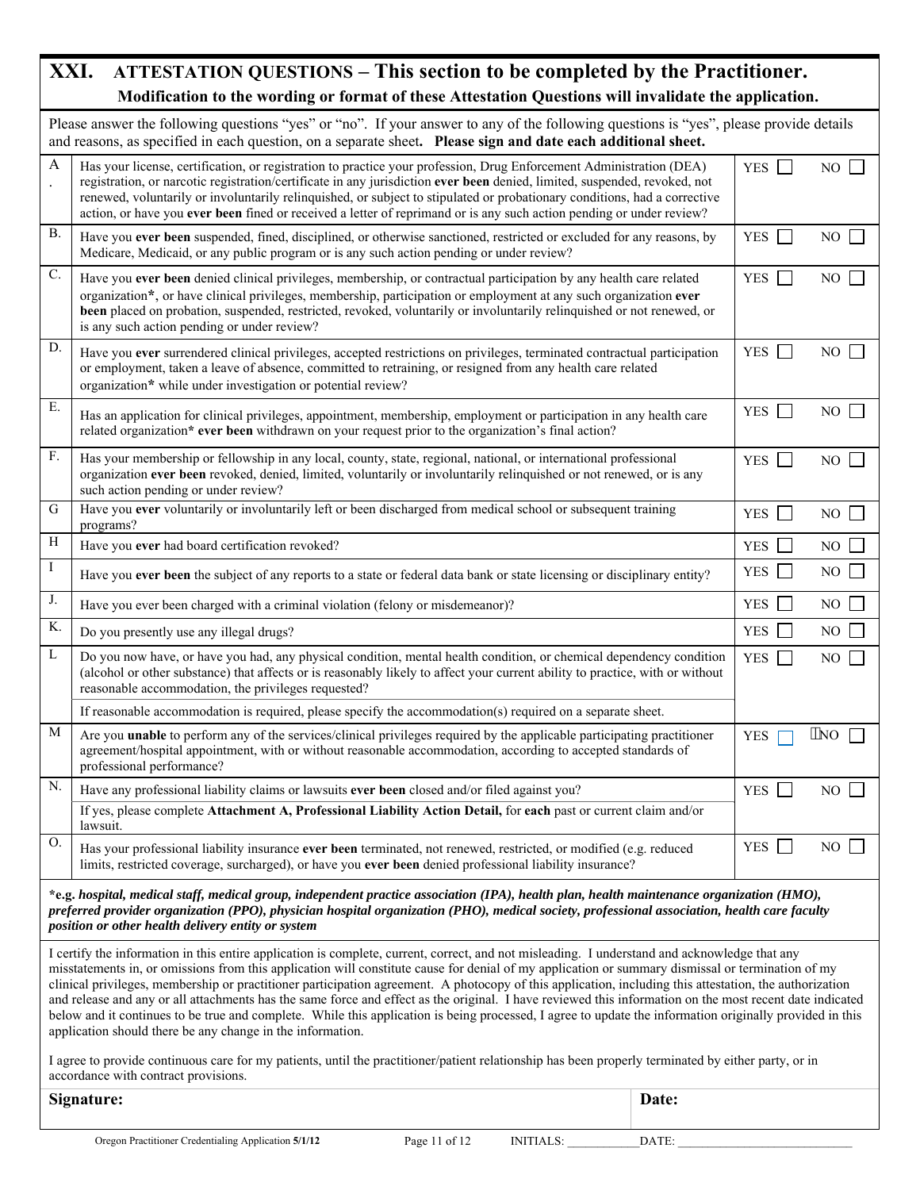## XXI. ATTESTATION QUESTIONS – This section to be completed by the Practitioner.

**Modification to the wording or format of these Attestation Questions will invalidate the application.**

Please answer the following questions "yes" or "no". If your answer to any of the following questions is "yes", please provide details and reasons, as specified in each question, on a separate sheet**. Please sign and date each additional sheet.**

| | Question | YES | NO |
|---|---|---|---|
| A. | Has your license, certification, or registration to practice your profession, Drug Enforcement Administration (DEA) registration, or narcotic registration/certificate in any jurisdiction **ever been** denied, limited, suspended, revoked, not renewed, voluntarily or involuntarily relinquished, or subject to stipulated or probationary conditions, had a corrective action, or have you **ever been** fined or received a letter of reprimand or is any such action pending or under review? | YES ☐ | NO ☐ |
| B. | Have you **ever been** suspended, fined, disciplined, or otherwise sanctioned, restricted or excluded for any reasons, by Medicare, Medicaid, or any public program or is any such action pending or under review? | YES ☐ | NO ☐ |
| C. | Have you **ever been** denied clinical privileges, membership, or contractual participation by any health care related organization**\***, or have clinical privileges, membership, participation or employment at any such organization **ever been** placed on probation, suspended, restricted, revoked, voluntarily or involuntarily relinquished or not renewed, or is any such action pending or under review? | YES ☐ | NO ☐ |
| D. | Have you **ever** surrendered clinical privileges, accepted restrictions on privileges, terminated contractual participation or employment, taken a leave of absence, committed to retraining, or resigned from any health care related organization**\*** while under investigation or potential review? | YES ☐ | NO ☐ |
| E. | Has an application for clinical privileges, appointment, membership, employment or participation in any health care related organization**\* ever been** withdrawn on your request prior to the organization's final action? | YES ☐ | NO ☐ |
| F. | Has your membership or fellowship in any local, county, state, regional, national, or international professional organization **ever been** revoked, denied, limited, voluntarily or involuntarily relinquished or not renewed, or is any such action pending or under review? | YES ☐ | NO ☐ |
| G | Have you **ever** voluntarily or involuntarily left or been discharged from medical school or subsequent training programs? | YES ☐ | NO ☐ |
| H | Have you **ever** had board certification revoked? | YES ☐ | NO ☐ |
| I | Have you **ever been** the subject of any reports to a state or federal data bank or state licensing or disciplinary entity? | YES ☐ | NO ☐ |
| J. | Have you ever been charged with a criminal violation (felony or misdemeanor)? | YES ☐ | NO ☐ |
| K. | Do you presently use any illegal drugs? | YES ☐ | NO ☐ |
| L | Do you now have, or have you had, any physical condition, mental health condition, or chemical dependency condition (alcohol or other substance) that affects or is reasonably likely to affect your current ability to practice, with or without reasonable accommodation, the privileges requested?<br>If reasonable accommodation is required, please specify the accommodation(s) required on a separate sheet. | YES ☐ | NO ☐ |
| M | Are you **unable** to perform any of the services/clinical privileges required by the applicable participating practitioner agreement/hospital appointment, with or without reasonable accommodation, according to accepted standards of professional performance? | YES ☐ | NO ☐ |
| N. | Have any professional liability claims or lawsuits **ever been** closed and/or filed against you?<br>If yes, please complete **Attachment A, Professional Liability Action Detail,** for **each** past or current claim and/or lawsuit. | YES ☐ | NO ☐ |
| O. | Has your professional liability insurance **ever been** terminated, not renewed, restricted, or modified (e.g. reduced limits, restricted coverage, surcharged), or have you **ever been** denied professional liability insurance? | YES ☐ | NO ☐ |

**\*e.g.** ***hospital, medical staff, medical group, independent practice association (IPA), health plan, health maintenance organization (HMO), preferred provider organization (PPO), physician hospital organization (PHO), medical society, professional association, health care faculty position or other health delivery entity or system***

I certify the information in this entire application is complete, current, correct, and not misleading. I understand and acknowledge that any misstatements in, or omissions from this application will constitute cause for denial of my application or summary dismissal or termination of my clinical privileges, membership or practitioner participation agreement. A photocopy of this application, including this attestation, the authorization and release and any or all attachments has the same force and effect as the original. I have reviewed this information on the most recent date indicated below and it continues to be true and complete. While this application is being processed, I agree to update the information originally provided in this application should there be any change in the information.

I agree to provide continuous care for my patients, until the practitioner/patient relationship has been properly terminated by either party, or in accordance with contract provisions.

| **Signature:** | **Date:** |
|---|---|
| | |

INITIALS: ____________ DATE: ____________________________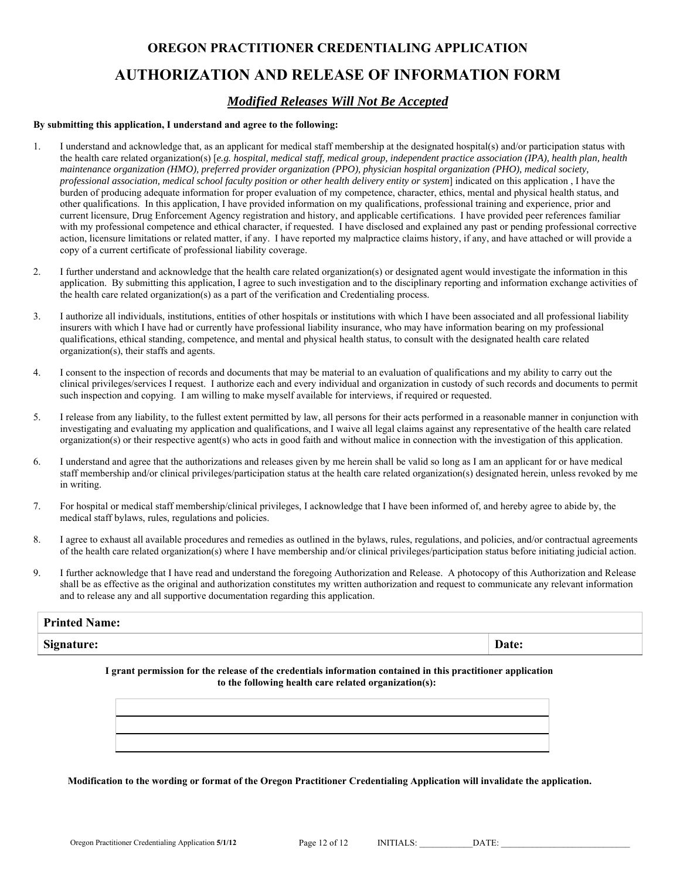# OREGON PRACTITIONER CREDENTIALING APPLICATION

## AUTHORIZATION AND RELEASE OF INFORMATION FORM

### ***Modified Releases Will Not Be Accepted***

**By submitting this application, I understand and agree to the following:**

1. I understand and acknowledge that, as an applicant for medical staff membership at the designated hospital(s) and/or participation status with the health care related organization(s) [*e.g. hospital, medical staff, medical group, independent practice association (IPA), health plan, health maintenance organization (HMO), preferred provider organization (PPO), physician hospital organization (PHO), medical society, professional association, medical school faculty position or other health delivery entity or system*] indicated on this application , I have the burden of producing adequate information for proper evaluation of my competence, character, ethics, mental and physical health status, and other qualifications. In this application, I have provided information on my qualifications, professional training and experience, prior and current licensure, Drug Enforcement Agency registration and history, and applicable certifications. I have provided peer references familiar with my professional competence and ethical character, if requested. I have disclosed and explained any past or pending professional corrective action, licensure limitations or related matter, if any. I have reported my malpractice claims history, if any, and have attached or will provide a copy of a current certificate of professional liability coverage.

2. I further understand and acknowledge that the health care related organization(s) or designated agent would investigate the information in this application. By submitting this application, I agree to such investigation and to the disciplinary reporting and information exchange activities of the health care related organization(s) as a part of the verification and Credentialing process.

3. I authorize all individuals, institutions, entities of other hospitals or institutions with which I have been associated and all professional liability insurers with which I have had or currently have professional liability insurance, who may have information bearing on my professional qualifications, ethical standing, competence, and mental and physical health status, to consult with the designated health care related organization(s), their staffs and agents.

4. I consent to the inspection of records and documents that may be material to an evaluation of qualifications and my ability to carry out the clinical privileges/services I request. I authorize each and every individual and organization in custody of such records and documents to permit such inspection and copying. I am willing to make myself available for interviews, if required or requested.

5. I release from any liability, to the fullest extent permitted by law, all persons for their acts performed in a reasonable manner in conjunction with investigating and evaluating my application and qualifications, and I waive all legal claims against any representative of the health care related organization(s) or their respective agent(s) who acts in good faith and without malice in connection with the investigation of this application.

6. I understand and agree that the authorizations and releases given by me herein shall be valid so long as I am an applicant for or have medical staff membership and/or clinical privileges/participation status at the health care related organization(s) designated herein, unless revoked by me in writing.

7. For hospital or medical staff membership/clinical privileges, I acknowledge that I have been informed of, and hereby agree to abide by, the medical staff bylaws, rules, regulations and policies.

8. I agree to exhaust all available procedures and remedies as outlined in the bylaws, rules, regulations, and policies, and/or contractual agreements of the health care related organization(s) where I have membership and/or clinical privileges/participation status before initiating judicial action.

9. I further acknowledge that I have read and understand the foregoing Authorization and Release. A photocopy of this Authorization and Release shall be as effective as the original and authorization constitutes my written authorization and request to communicate any relevant information and to release any and all supportive documentation regarding this application.

| **Printed Name:** | |
|---|---|
| **Signature:** | **Date:** |

**I grant permission for the release of the credentials information contained in this practitioner application to the following health care related organization(s):**

| |
|---|
| |
| |
| |

**Modification to the wording or format of the Oregon Practitioner Credentialing Application will invalidate the application.**

INITIALS: ____________DATE: ______________________________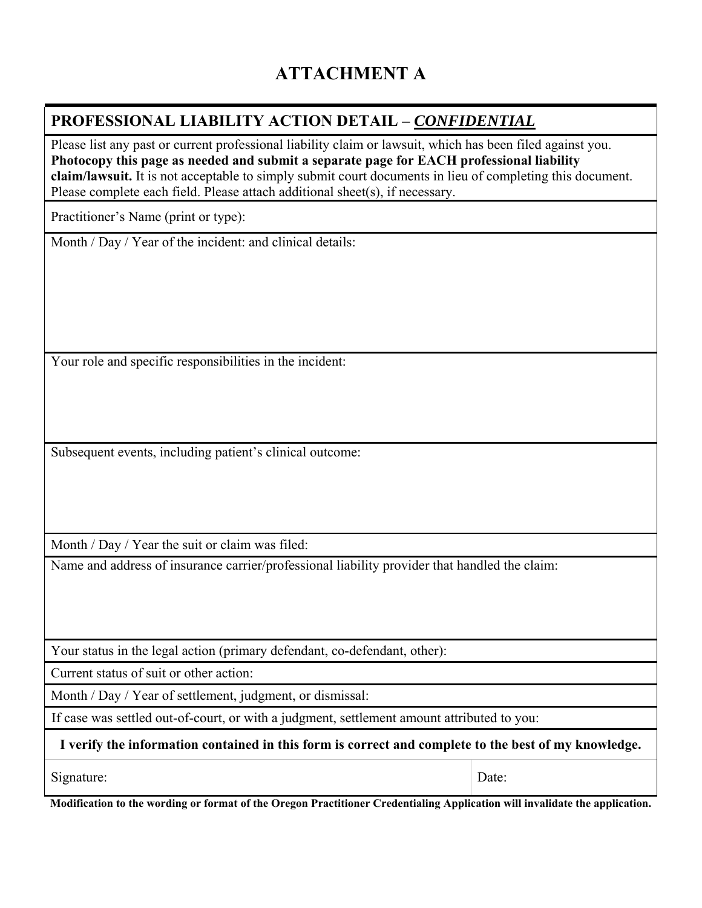# ATTACHMENT A

## PROFESSIONAL LIABILITY ACTION DETAIL – ***CONFIDENTIAL***

Please list any past or current professional liability claim or lawsuit, which has been filed against you. **Photocopy this page as needed and submit a separate page for EACH professional liability claim/lawsuit.** It is not acceptable to simply submit court documents in lieu of completing this document. Please complete each field. Please attach additional sheet(s), if necessary.

Practitioner's Name (print or type):

Month / Day / Year of the incident: and clinical details:

Your role and specific responsibilities in the incident:

Subsequent events, including patient's clinical outcome:

Month / Day / Year the suit or claim was filed:

Name and address of insurance carrier/professional liability provider that handled the claim:

Your status in the legal action (primary defendant, co-defendant, other):

Current status of suit or other action:

Month / Day / Year of settlement, judgment, or dismissal:

If case was settled out-of-court, or with a judgment, settlement amount attributed to you:

**I verify the information contained in this form is correct and complete to the best of my knowledge.**

| Signature: | Date: |
|---|---|

**Modification to the wording or format of the Oregon Practitioner Credentialing Application will invalidate the application.**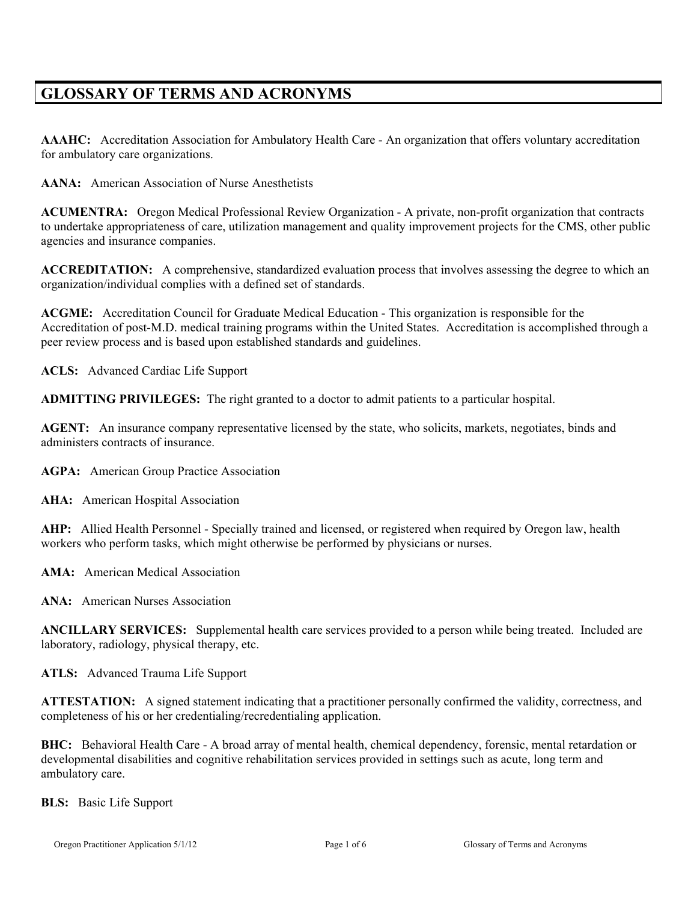# GLOSSARY OF TERMS AND ACRONYMS

**AAAHC:** Accreditation Association for Ambulatory Health Care - An organization that offers voluntary accreditation for ambulatory care organizations.

**AANA:** American Association of Nurse Anesthetists

**ACUMENTRA:** Oregon Medical Professional Review Organization - A private, non-profit organization that contracts to undertake appropriateness of care, utilization management and quality improvement projects for the CMS, other public agencies and insurance companies.

**ACCREDITATION:** A comprehensive, standardized evaluation process that involves assessing the degree to which an organization/individual complies with a defined set of standards.

**ACGME:** Accreditation Council for Graduate Medical Education - This organization is responsible for the Accreditation of post-M.D. medical training programs within the United States. Accreditation is accomplished through a peer review process and is based upon established standards and guidelines.

**ACLS:** Advanced Cardiac Life Support

**ADMITTING PRIVILEGES:** The right granted to a doctor to admit patients to a particular hospital.

**AGENT:** An insurance company representative licensed by the state, who solicits, markets, negotiates, binds and administers contracts of insurance.

**AGPA:** American Group Practice Association

**AHA:** American Hospital Association

**AHP:** Allied Health Personnel - Specially trained and licensed, or registered when required by Oregon law, health workers who perform tasks, which might otherwise be performed by physicians or nurses.

**AMA:** American Medical Association

**ANA:** American Nurses Association

**ANCILLARY SERVICES:** Supplemental health care services provided to a person while being treated. Included are laboratory, radiology, physical therapy, etc.

**ATLS:** Advanced Trauma Life Support

**ATTESTATION:** A signed statement indicating that a practitioner personally confirmed the validity, correctness, and completeness of his or her credentialing/recredentialing application.

**BHC:** Behavioral Health Care - A broad array of mental health, chemical dependency, forensic, mental retardation or developmental disabilities and cognitive rehabilitation services provided in settings such as acute, long term and ambulatory care.

**BLS:** Basic Life Support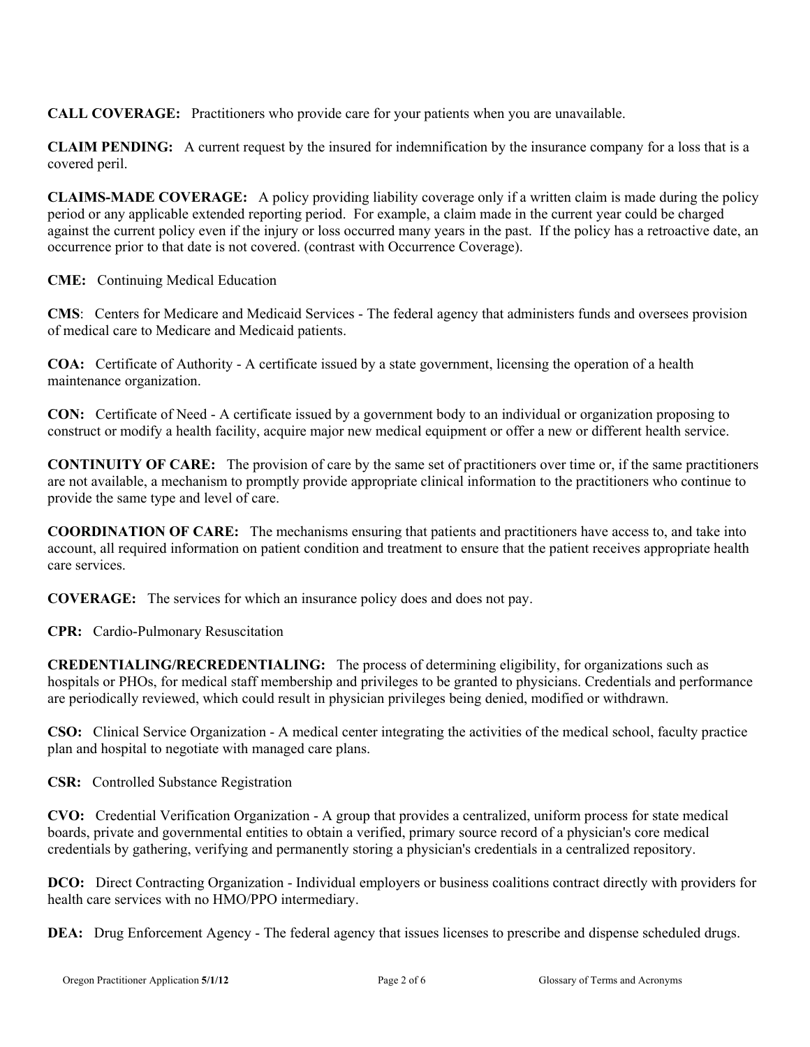**CALL COVERAGE:** Practitioners who provide care for your patients when you are unavailable.

**CLAIM PENDING:** A current request by the insured for indemnification by the insurance company for a loss that is a covered peril.

**CLAIMS-MADE COVERAGE:** A policy providing liability coverage only if a written claim is made during the policy period or any applicable extended reporting period. For example, a claim made in the current year could be charged against the current policy even if the injury or loss occurred many years in the past. If the policy has a retroactive date, an occurrence prior to that date is not covered. (contrast with Occurrence Coverage).

**CME:** Continuing Medical Education

**CMS**: Centers for Medicare and Medicaid Services - The federal agency that administers funds and oversees provision of medical care to Medicare and Medicaid patients.

**COA:** Certificate of Authority - A certificate issued by a state government, licensing the operation of a health maintenance organization.

**CON:** Certificate of Need - A certificate issued by a government body to an individual or organization proposing to construct or modify a health facility, acquire major new medical equipment or offer a new or different health service.

**CONTINUITY OF CARE:** The provision of care by the same set of practitioners over time or, if the same practitioners are not available, a mechanism to promptly provide appropriate clinical information to the practitioners who continue to provide the same type and level of care.

**COORDINATION OF CARE:** The mechanisms ensuring that patients and practitioners have access to, and take into account, all required information on patient condition and treatment to ensure that the patient receives appropriate health care services.

**COVERAGE:** The services for which an insurance policy does and does not pay.

**CPR:** Cardio-Pulmonary Resuscitation

**CREDENTIALING/RECREDENTIALING:** The process of determining eligibility, for organizations such as hospitals or PHOs, for medical staff membership and privileges to be granted to physicians. Credentials and performance are periodically reviewed, which could result in physician privileges being denied, modified or withdrawn.

**CSO:** Clinical Service Organization - A medical center integrating the activities of the medical school, faculty practice plan and hospital to negotiate with managed care plans.

**CSR:** Controlled Substance Registration

**CVO:** Credential Verification Organization - A group that provides a centralized, uniform process for state medical boards, private and governmental entities to obtain a verified, primary source record of a physician's core medical credentials by gathering, verifying and permanently storing a physician's credentials in a centralized repository.

**DCO:** Direct Contracting Organization - Individual employers or business coalitions contract directly with providers for health care services with no HMO/PPO intermediary.

**DEA:** Drug Enforcement Agency - The federal agency that issues licenses to prescribe and dispense scheduled drugs.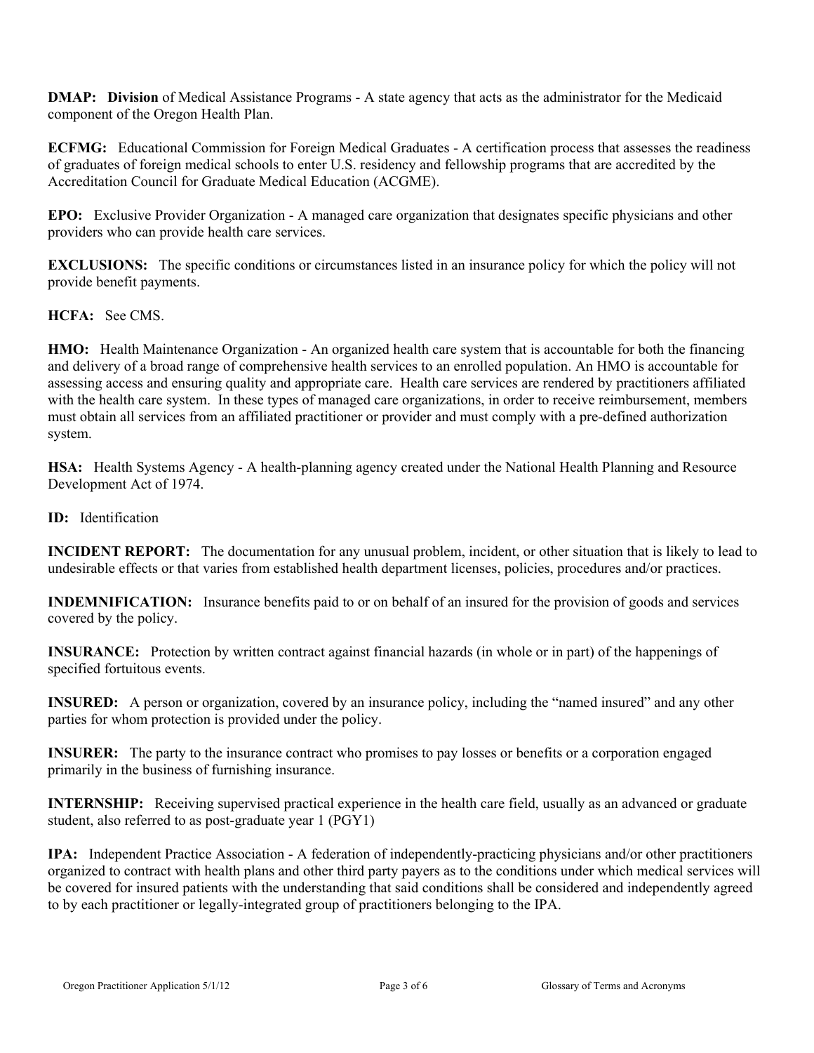**DMAP: Division** of Medical Assistance Programs - A state agency that acts as the administrator for the Medicaid component of the Oregon Health Plan.

**ECFMG:** Educational Commission for Foreign Medical Graduates - A certification process that assesses the readiness of graduates of foreign medical schools to enter U.S. residency and fellowship programs that are accredited by the Accreditation Council for Graduate Medical Education (ACGME).

**EPO:** Exclusive Provider Organization - A managed care organization that designates specific physicians and other providers who can provide health care services.

**EXCLUSIONS:** The specific conditions or circumstances listed in an insurance policy for which the policy will not provide benefit payments.

**HCFA:** See CMS.

**HMO:** Health Maintenance Organization - An organized health care system that is accountable for both the financing and delivery of a broad range of comprehensive health services to an enrolled population. An HMO is accountable for assessing access and ensuring quality and appropriate care. Health care services are rendered by practitioners affiliated with the health care system. In these types of managed care organizations, in order to receive reimbursement, members must obtain all services from an affiliated practitioner or provider and must comply with a pre-defined authorization system.

**HSA:** Health Systems Agency - A health-planning agency created under the National Health Planning and Resource Development Act of 1974.

**ID:** Identification

**INCIDENT REPORT:** The documentation for any unusual problem, incident, or other situation that is likely to lead to undesirable effects or that varies from established health department licenses, policies, procedures and/or practices.

**INDEMNIFICATION:** Insurance benefits paid to or on behalf of an insured for the provision of goods and services covered by the policy.

**INSURANCE:** Protection by written contract against financial hazards (in whole or in part) of the happenings of specified fortuitous events.

**INSURED:** A person or organization, covered by an insurance policy, including the "named insured" and any other parties for whom protection is provided under the policy.

**INSURER:** The party to the insurance contract who promises to pay losses or benefits or a corporation engaged primarily in the business of furnishing insurance.

**INTERNSHIP:** Receiving supervised practical experience in the health care field, usually as an advanced or graduate student, also referred to as post-graduate year 1 (PGY1)

**IPA:** Independent Practice Association - A federation of independently-practicing physicians and/or other practitioners organized to contract with health plans and other third party payers as to the conditions under which medical services will be covered for insured patients with the understanding that said conditions shall be considered and independently agreed to by each practitioner or legally-integrated group of practitioners belonging to the IPA.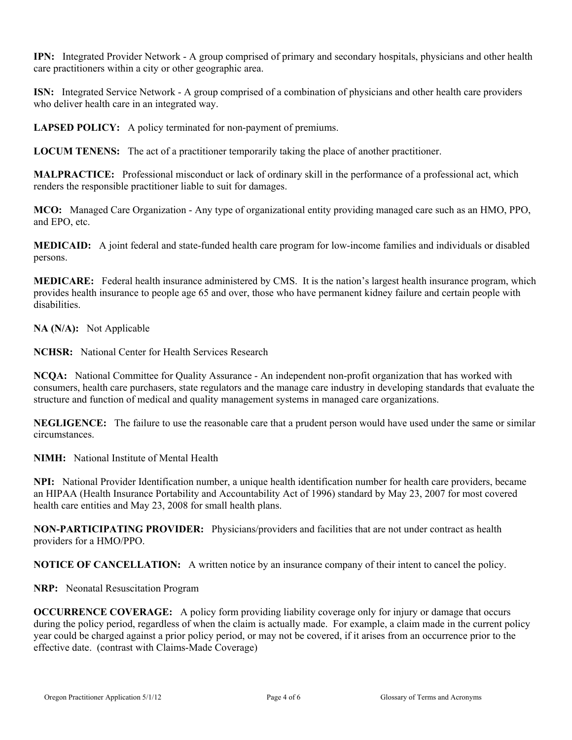**IPN:** Integrated Provider Network - A group comprised of primary and secondary hospitals, physicians and other health care practitioners within a city or other geographic area.

**ISN:** Integrated Service Network - A group comprised of a combination of physicians and other health care providers who deliver health care in an integrated way.

**LAPSED POLICY:** A policy terminated for non-payment of premiums.

**LOCUM TENENS:** The act of a practitioner temporarily taking the place of another practitioner.

**MALPRACTICE:** Professional misconduct or lack of ordinary skill in the performance of a professional act, which renders the responsible practitioner liable to suit for damages.

**MCO:** Managed Care Organization - Any type of organizational entity providing managed care such as an HMO, PPO, and EPO, etc.

**MEDICAID:** A joint federal and state-funded health care program for low-income families and individuals or disabled persons.

**MEDICARE:** Federal health insurance administered by CMS. It is the nation's largest health insurance program, which provides health insurance to people age 65 and over, those who have permanent kidney failure and certain people with disabilities.

**NA (N/A):** Not Applicable

**NCHSR:** National Center for Health Services Research

**NCQA:** National Committee for Quality Assurance - An independent non-profit organization that has worked with consumers, health care purchasers, state regulators and the manage care industry in developing standards that evaluate the structure and function of medical and quality management systems in managed care organizations.

**NEGLIGENCE:** The failure to use the reasonable care that a prudent person would have used under the same or similar circumstances.

**NIMH:** National Institute of Mental Health

**NPI:** National Provider Identification number, a unique health identification number for health care providers, became an HIPAA (Health Insurance Portability and Accountability Act of 1996) standard by May 23, 2007 for most covered health care entities and May 23, 2008 for small health plans.

**NON-PARTICIPATING PROVIDER:** Physicians/providers and facilities that are not under contract as health providers for a HMO/PPO.

**NOTICE OF CANCELLATION:** A written notice by an insurance company of their intent to cancel the policy.

**NRP:** Neonatal Resuscitation Program

**OCCURRENCE COVERAGE:** A policy form providing liability coverage only for injury or damage that occurs during the policy period, regardless of when the claim is actually made. For example, a claim made in the current policy year could be charged against a prior policy period, or may not be covered, if it arises from an occurrence prior to the effective date. (contrast with Claims-Made Coverage)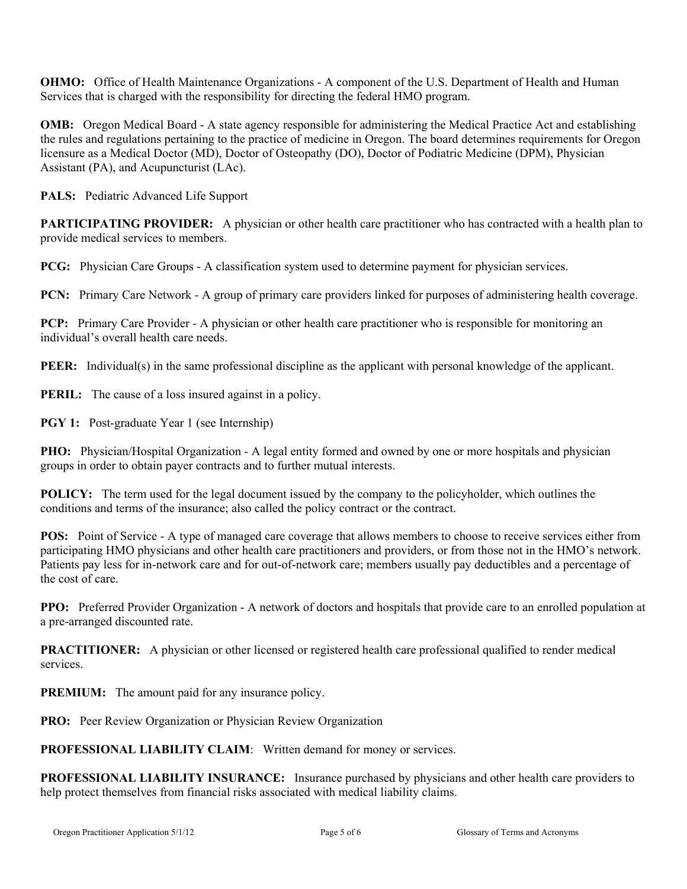**OHMO:** Office of Health Maintenance Organizations - A component of the U.S. Department of Health and Human Services that is charged with the responsibility for directing the federal HMO program.

**OMB:** Oregon Medical Board - A state agency responsible for administering the Medical Practice Act and establishing the rules and regulations pertaining to the practice of medicine in Oregon. The board determines requirements for Oregon licensure as a Medical Doctor (MD), Doctor of Osteopathy (DO), Doctor of Podiatric Medicine (DPM), Physician Assistant (PA), and Acupuncturist (LAc).

**PALS:** Pediatric Advanced Life Support

**PARTICIPATING PROVIDER:** A physician or other health care practitioner who has contracted with a health plan to provide medical services to members.

**PCG:** Physician Care Groups - A classification system used to determine payment for physician services.

**PCN:** Primary Care Network - A group of primary care providers linked for purposes of administering health coverage.

**PCP:** Primary Care Provider - A physician or other health care practitioner who is responsible for monitoring an individual's overall health care needs.

**PEER:** Individual(s) in the same professional discipline as the applicant with personal knowledge of the applicant.

**PERIL:** The cause of a loss insured against in a policy.

**PGY 1:** Post-graduate Year 1 (see Internship)

**PHO:** Physician/Hospital Organization - A legal entity formed and owned by one or more hospitals and physician groups in order to obtain payer contracts and to further mutual interests.

**POLICY:** The term used for the legal document issued by the company to the policyholder, which outlines the conditions and terms of the insurance; also called the policy contract or the contract.

**POS:** Point of Service - A type of managed care coverage that allows members to choose to receive services either from participating HMO physicians and other health care practitioners and providers, or from those not in the HMO's network. Patients pay less for in-network care and for out-of-network care; members usually pay deductibles and a percentage of the cost of care.

**PPO:** Preferred Provider Organization - A network of doctors and hospitals that provide care to an enrolled population at a pre-arranged discounted rate.

**PRACTITIONER:** A physician or other licensed or registered health care professional qualified to render medical services.

**PREMIUM:** The amount paid for any insurance policy.

**PRO:** Peer Review Organization or Physician Review Organization

**PROFESSIONAL LIABILITY CLAIM**: Written demand for money or services.

**PROFESSIONAL LIABILITY INSURANCE:** Insurance purchased by physicians and other health care providers to help protect themselves from financial risks associated with medical liability claims.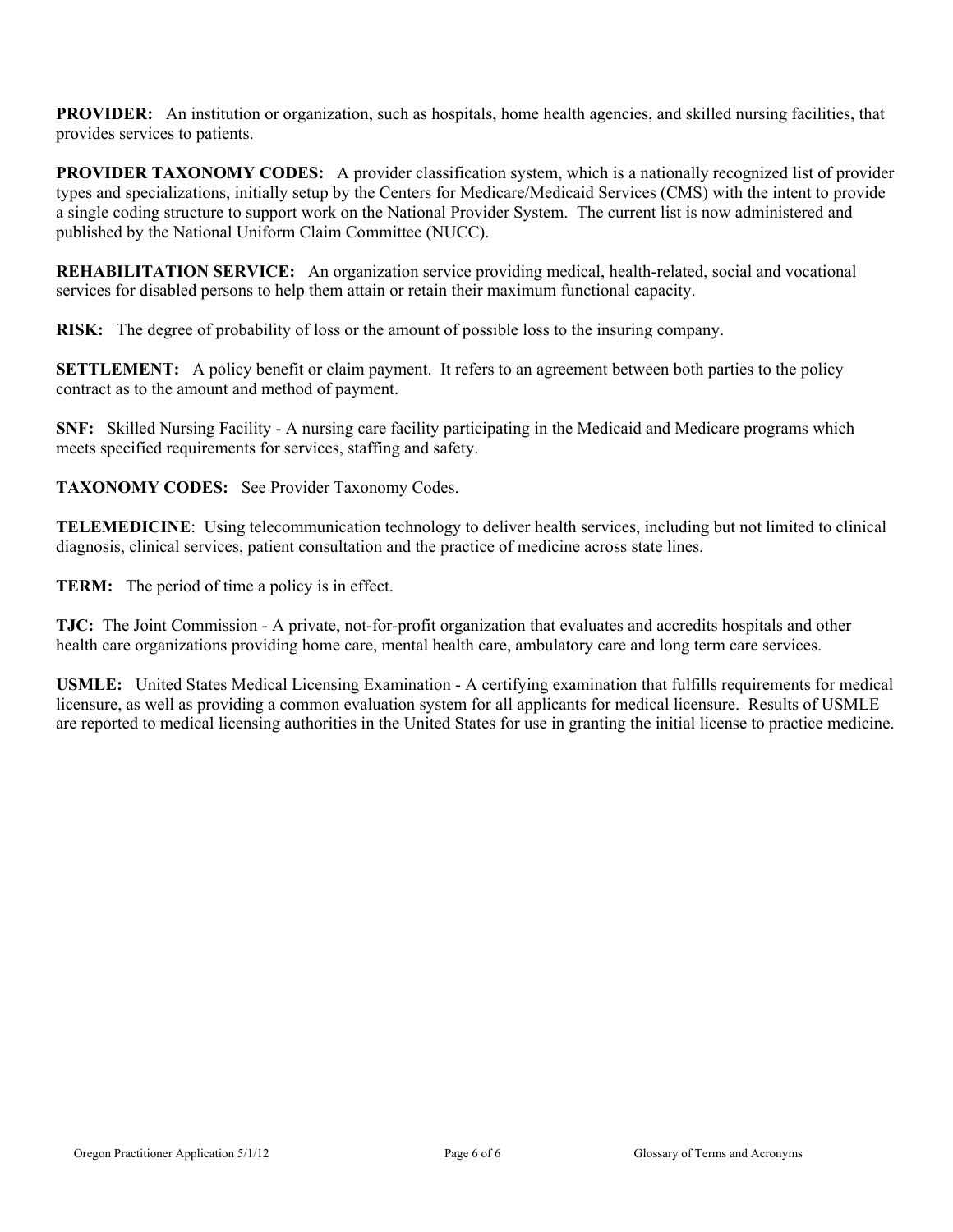**PROVIDER:** An institution or organization, such as hospitals, home health agencies, and skilled nursing facilities, that provides services to patients.

**PROVIDER TAXONOMY CODES:** A provider classification system, which is a nationally recognized list of provider types and specializations, initially setup by the Centers for Medicare/Medicaid Services (CMS) with the intent to provide a single coding structure to support work on the National Provider System. The current list is now administered and published by the National Uniform Claim Committee (NUCC).

**REHABILITATION SERVICE:** An organization service providing medical, health-related, social and vocational services for disabled persons to help them attain or retain their maximum functional capacity.

**RISK:** The degree of probability of loss or the amount of possible loss to the insuring company.

**SETTLEMENT:** A policy benefit or claim payment. It refers to an agreement between both parties to the policy contract as to the amount and method of payment.

**SNF:** Skilled Nursing Facility - A nursing care facility participating in the Medicaid and Medicare programs which meets specified requirements for services, staffing and safety.

**TAXONOMY CODES:** See Provider Taxonomy Codes.

**TELEMEDICINE**: Using telecommunication technology to deliver health services, including but not limited to clinical diagnosis, clinical services, patient consultation and the practice of medicine across state lines.

**TERM:** The period of time a policy is in effect.

**TJC:** The Joint Commission - A private, not-for-profit organization that evaluates and accredits hospitals and other health care organizations providing home care, mental health care, ambulatory care and long term care services.

**USMLE:** United States Medical Licensing Examination - A certifying examination that fulfills requirements for medical licensure, as well as providing a common evaluation system for all applicants for medical licensure. Results of USMLE are reported to medical licensing authorities in the United States for use in granting the initial license to practice medicine.